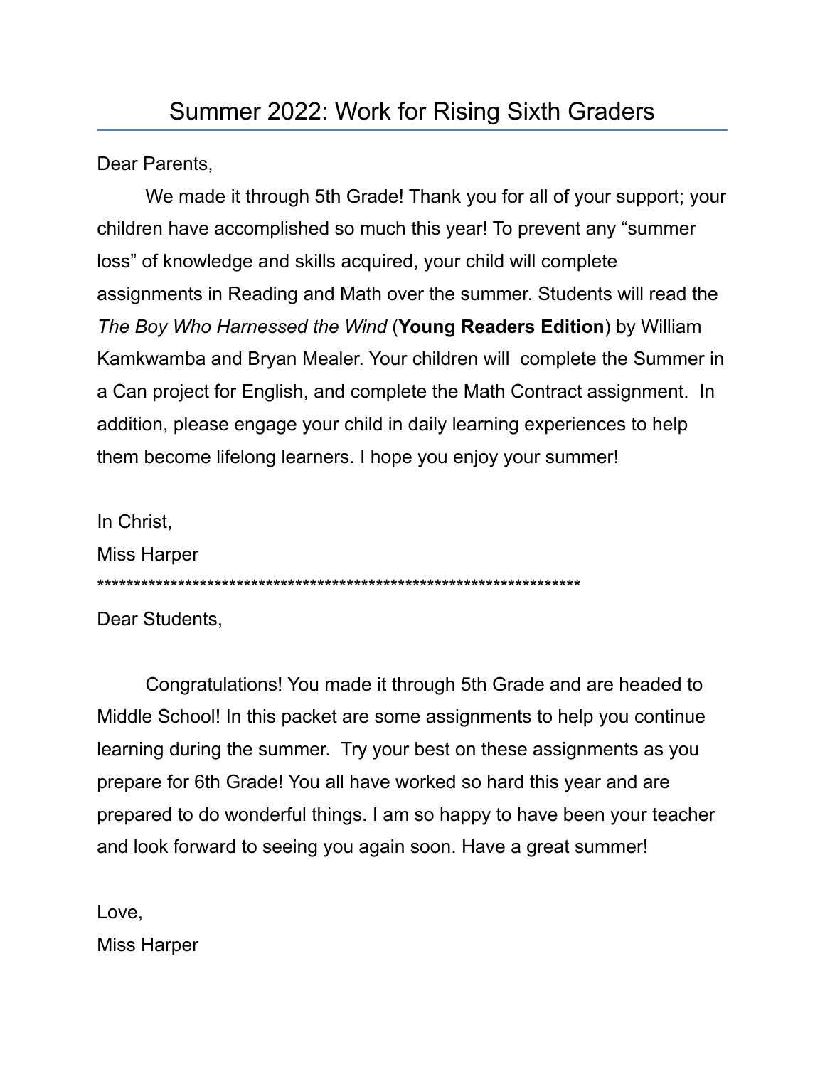# Summer 2022: Work for Rising Sixth Graders

Dear Parents,

We made it through 5th Grade! Thank you for all of your support; your children have accomplished so much this year! To prevent any "summer loss" of knowledge and skills acquired, your child will complete assignments in Reading and Math over the summer. Students will read the *The Boy Who Harnessed the Wind* (**Young Readers Edition**) by William Kamkwamba and Bryan Mealer. Your children will complete the Summer in a Can project for English, and complete the Math Contract assignment. In addition, please engage your child in daily learning experiences to help them become lifelong learners. I hope you enjoy your summer!

In Christ,
Miss Harper

*******************************************************************

Dear Students,

Congratulations! You made it through 5th Grade and are headed to Middle School! In this packet are some assignments to help you continue learning during the summer. Try your best on these assignments as you prepare for 6th Grade! You all have worked so hard this year and are prepared to do wonderful things. I am so happy to have been your teacher and look forward to seeing you again soon. Have a great summer!

Love,
Miss Harper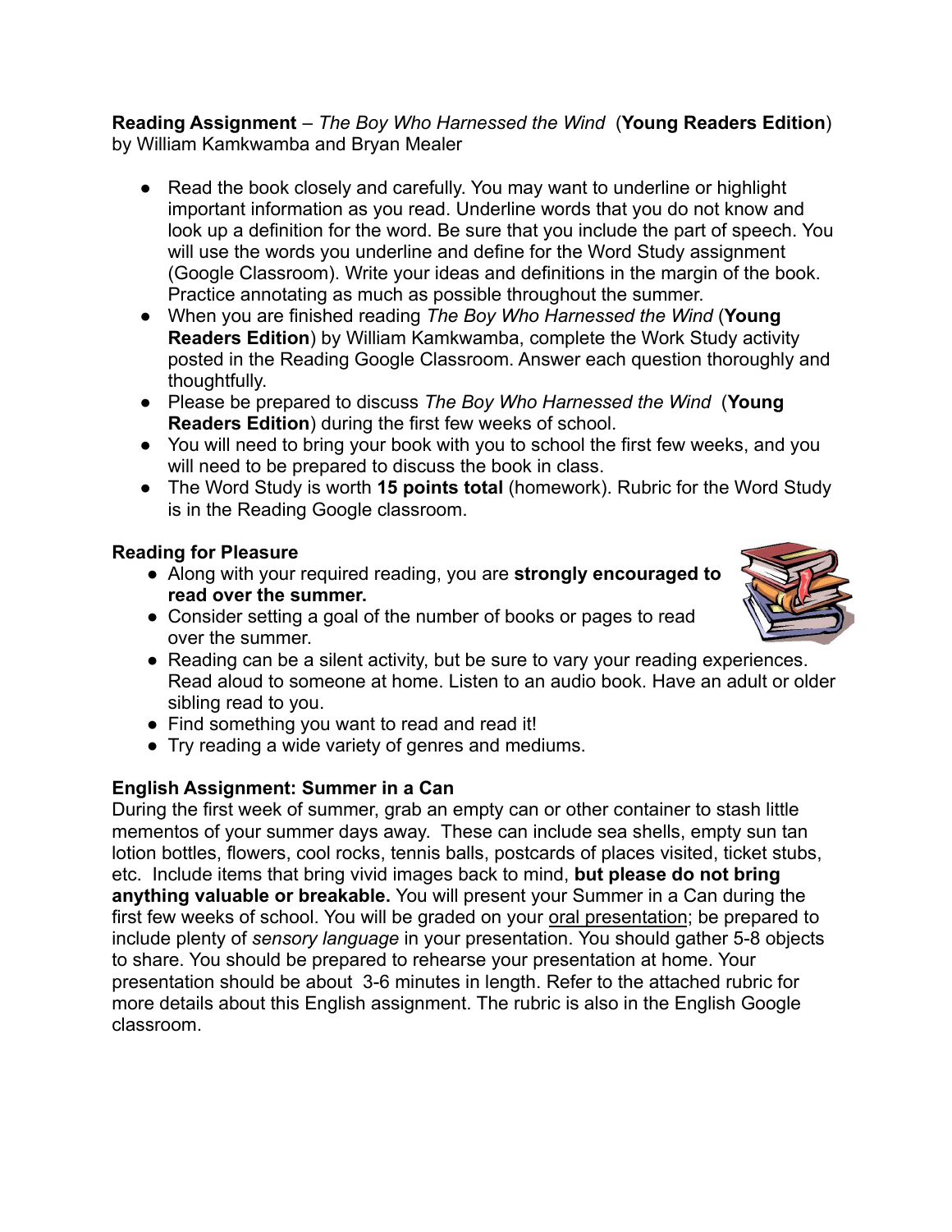**Reading Assignment** – *The Boy Who Harnessed the Wind* (**Young Readers Edition**) by William Kamkwamba and Bryan Mealer

- Read the book closely and carefully. You may want to underline or highlight important information as you read. Underline words that you do not know and look up a definition for the word. Be sure that you include the part of speech. You will use the words you underline and define for the Word Study assignment (Google Classroom). Write your ideas and definitions in the margin of the book. Practice annotating as much as possible throughout the summer.
- When you are finished reading *The Boy Who Harnessed the Wind* (**Young Readers Edition**) by William Kamkwamba, complete the Work Study activity posted in the Reading Google Classroom. Answer each question thoroughly and thoughtfully.
- Please be prepared to discuss *The Boy Who Harnessed the Wind* (**Young Readers Edition**) during the first few weeks of school.
- You will need to bring your book with you to school the first few weeks, and you will need to be prepared to discuss the book in class.
- The Word Study is worth **15 points total** (homework). Rubric for the Word Study is in the Reading Google classroom.

**Reading for Pleasure**

- Along with your required reading, you are **strongly encouraged to read over the summer.**
- Consider setting a goal of the number of books or pages to read over the summer.
- Reading can be a silent activity, but be sure to vary your reading experiences. Read aloud to someone at home. Listen to an audio book. Have an adult or older sibling read to you.
- Find something you want to read and read it!
- Try reading a wide variety of genres and mediums.

**English Assignment: Summer in a Can**

During the first week of summer, grab an empty can or other container to stash little mementos of your summer days away. These can include sea shells, empty sun tan lotion bottles, flowers, cool rocks, tennis balls, postcards of places visited, ticket stubs, etc. Include items that bring vivid images back to mind, **but please do not bring anything valuable or breakable.** You will present your Summer in a Can during the first few weeks of school. You will be graded on your <u>oral presentation</u>; be prepared to include plenty of *sensory language* in your presentation. You should gather 5-8 objects to share. You should be prepared to rehearse your presentation at home. Your presentation should be about 3-6 minutes in length. Refer to the attached rubric for more details about this English assignment. The rubric is also in the English Google classroom.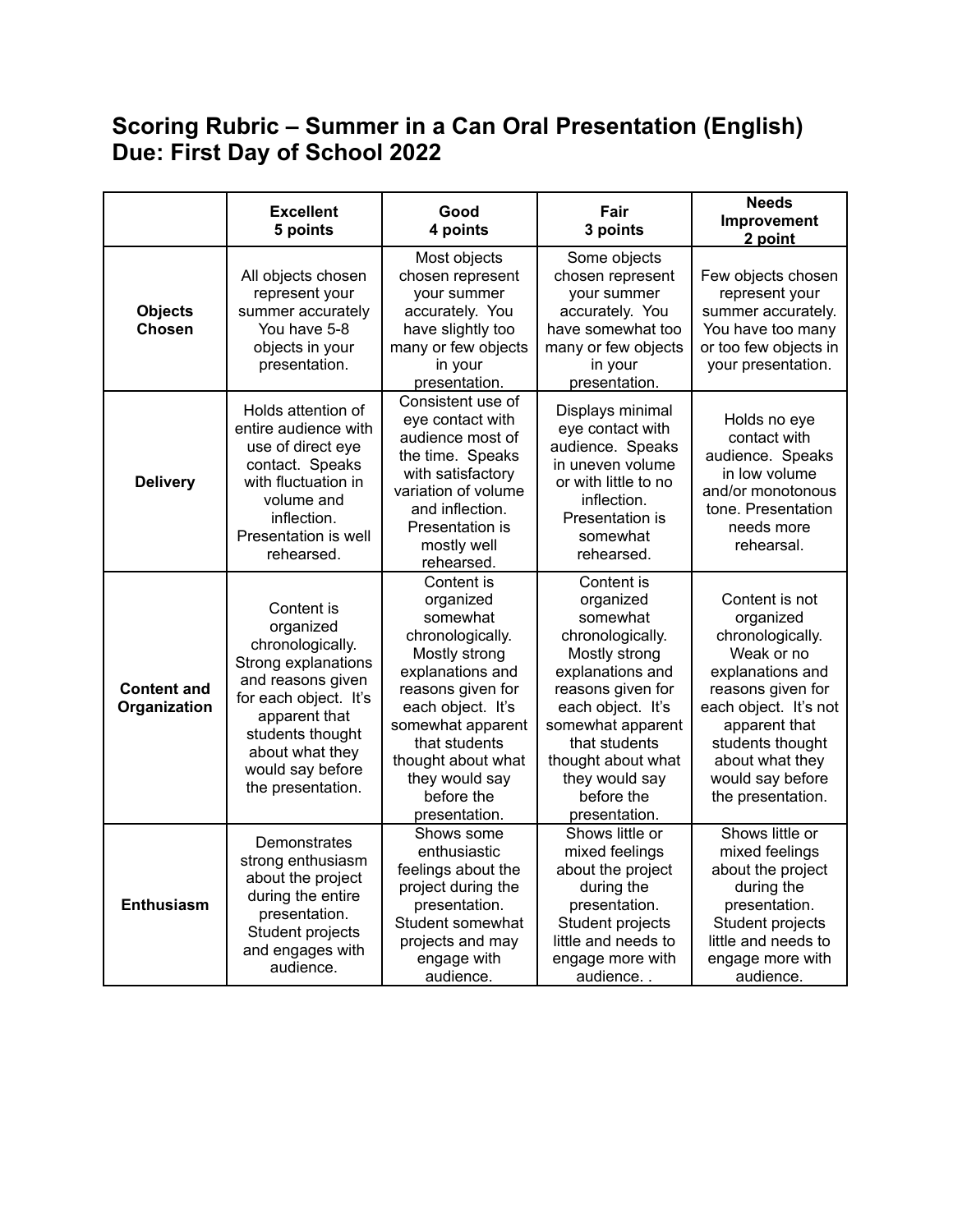# Scoring Rubric – Summer in a Can Oral Presentation (English)
# Due: First Day of School 2022

| | **Excellent 5 points** | **Good 4 points** | **Fair 3 points** | **Needs Improvement 2 point** |
|---|---|---|---|---|
| **Objects Chosen** | All objects chosen represent your summer accurately You have 5-8 objects in your presentation. | Most objects chosen represent your summer accurately. You have slightly too many or few objects in your presentation. | Some objects chosen represent your summer accurately. You have somewhat too many or few objects in your presentation. | Few objects chosen represent your summer accurately. You have too many or too few objects in your presentation. |
| **Delivery** | Holds attention of entire audience with use of direct eye contact. Speaks with fluctuation in volume and inflection. Presentation is well rehearsed. | Consistent use of eye contact with audience most of the time. Speaks with satisfactory variation of volume and inflection. Presentation is mostly well rehearsed. | Displays minimal eye contact with audience. Speaks in uneven volume or with little to no inflection. Presentation is somewhat rehearsed. | Holds no eye contact with audience. Speaks in low volume and/or monotonous tone. Presentation needs more rehearsal. |
| **Content and Organization** | Content is organized chronologically. Strong explanations and reasons given for each object. It's apparent that students thought about what they would say before the presentation. | Content is organized somewhat chronologically. Mostly strong explanations and reasons given for each object. It's somewhat apparent that students thought about what they would say before the presentation. | Content is organized somewhat chronologically. Mostly strong explanations and reasons given for each object. It's somewhat apparent that students thought about what they would say before the presentation. | Content is not organized chronologically. Weak or no explanations and reasons given for each object. It's not apparent that students thought about what they would say before the presentation. |
| **Enthusiasm** | Demonstrates strong enthusiasm about the project during the entire presentation. Student projects and engages with audience. | Shows some enthusiastic feelings about the project during the presentation. Student somewhat projects and may engage with audience. | Shows little or mixed feelings about the project during the presentation. Student projects little and needs to engage more with audience. . | Shows little or mixed feelings about the project during the presentation. Student projects little and needs to engage more with audience. |